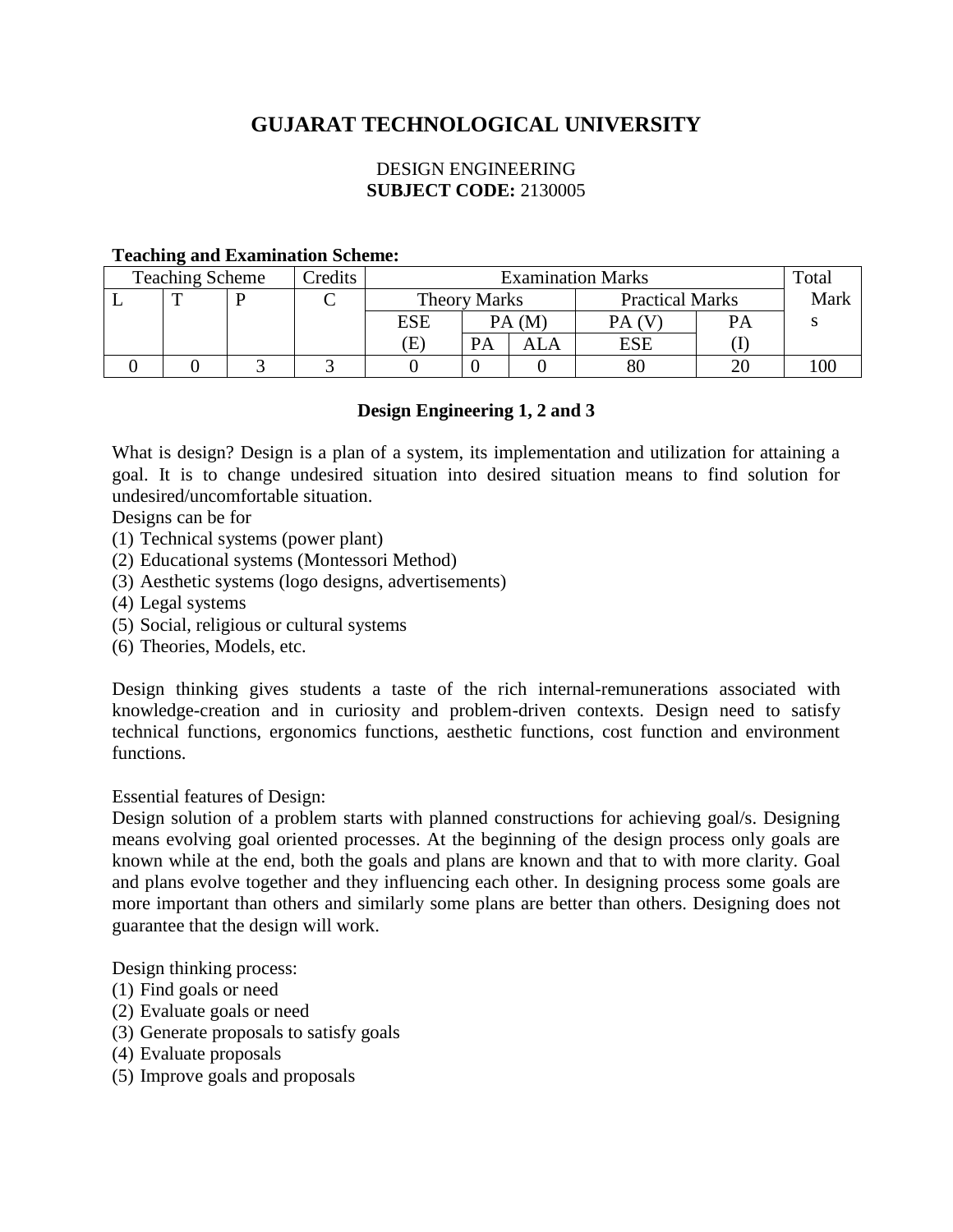# GUJARAT TECHNOLOGICAL UNIVERSITY

DESIGN ENGINEERING
**SUBJECT CODE:** 2130005

**Teaching and Examination Scheme:**

| Teaching Scheme | | | Credits | Examination Marks | | | | | Total Marks |
|---|---|---|---|---|---|---|---|---|---|
| L | T | P | C | Theory Marks | | | Practical Marks | | |
| | | | | ESE (E) | PA (M) | | PA (V) | PA (I) | |
| | | | | | PA | ALA | ESE | | |
| 0 | 0 | 3 | 3 | 0 | 0 | 0 | 80 | 20 | 100 |

**Design Engineering 1, 2 and 3**

What is design? Design is a plan of a system, its implementation and utilization for attaining a goal. It is to change undesired situation into desired situation means to find solution for undesired/uncomfortable situation.

Designs can be for

(1) Technical systems (power plant)
(2) Educational systems (Montessori Method)
(3) Aesthetic systems (logo designs, advertisements)
(4) Legal systems
(5) Social, religious or cultural systems
(6) Theories, Models, etc.

Design thinking gives students a taste of the rich internal-remunerations associated with knowledge-creation and in curiosity and problem-driven contexts. Design need to satisfy technical functions, ergonomics functions, aesthetic functions, cost function and environment functions.

Essential features of Design:

Design solution of a problem starts with planned constructions for achieving goal/s. Designing means evolving goal oriented processes. At the beginning of the design process only goals are known while at the end, both the goals and plans are known and that to with more clarity. Goal and plans evolve together and they influencing each other. In designing process some goals are more important than others and similarly some plans are better than others. Designing does not guarantee that the design will work.

Design thinking process:

(1) Find goals or need
(2) Evaluate goals or need
(3) Generate proposals to satisfy goals
(4) Evaluate proposals
(5) Improve goals and proposals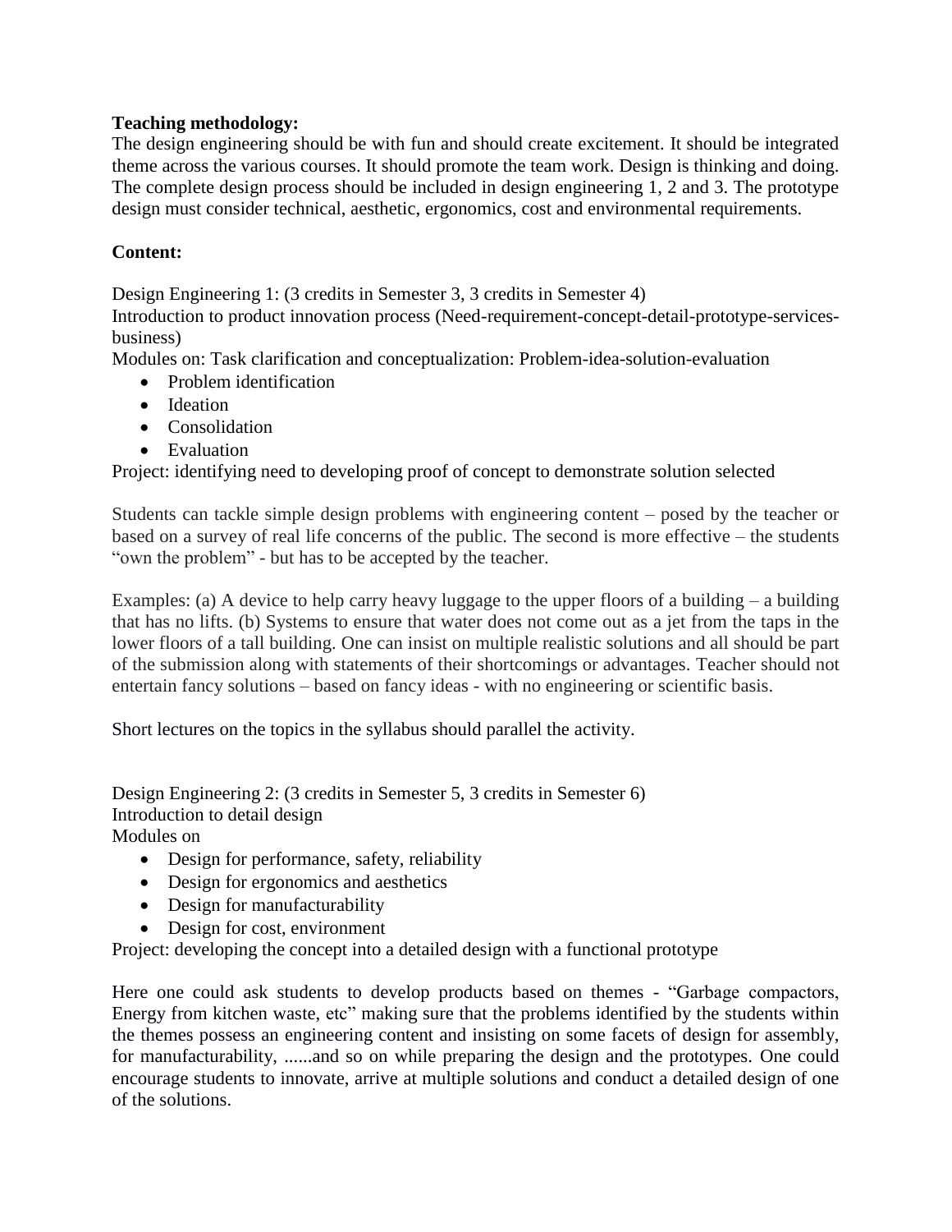**Teaching methodology:**

The design engineering should be with fun and should create excitement. It should be integrated theme across the various courses. It should promote the team work. Design is thinking and doing. The complete design process should be included in design engineering 1, 2 and 3. The prototype design must consider technical, aesthetic, ergonomics, cost and environmental requirements.

**Content:**

Design Engineering 1: (3 credits in Semester 3, 3 credits in Semester 4)
Introduction to product innovation process (Need-requirement-concept-detail-prototype-services-business)
Modules on: Task clarification and conceptualization: Problem-idea-solution-evaluation

- Problem identification
- Ideation
- Consolidation
- Evaluation

Project: identifying need to developing proof of concept to demonstrate solution selected

Students can tackle simple design problems with engineering content – posed by the teacher or based on a survey of real life concerns of the public. The second is more effective – the students "own the problem" - but has to be accepted by the teacher.

Examples: (a) A device to help carry heavy luggage to the upper floors of a building – a building that has no lifts. (b) Systems to ensure that water does not come out as a jet from the taps in the lower floors of a tall building. One can insist on multiple realistic solutions and all should be part of the submission along with statements of their shortcomings or advantages. Teacher should not entertain fancy solutions – based on fancy ideas - with no engineering or scientific basis.

Short lectures on the topics in the syllabus should parallel the activity.

Design Engineering 2: (3 credits in Semester 5, 3 credits in Semester 6)
Introduction to detail design
Modules on

- Design for performance, safety, reliability
- Design for ergonomics and aesthetics
- Design for manufacturability
- Design for cost, environment

Project: developing the concept into a detailed design with a functional prototype

Here one could ask students to develop products based on themes - "Garbage compactors, Energy from kitchen waste, etc" making sure that the problems identified by the students within the themes possess an engineering content and insisting on some facets of design for assembly, for manufacturability, ......and so on while preparing the design and the prototypes. One could encourage students to innovate, arrive at multiple solutions and conduct a detailed design of one of the solutions.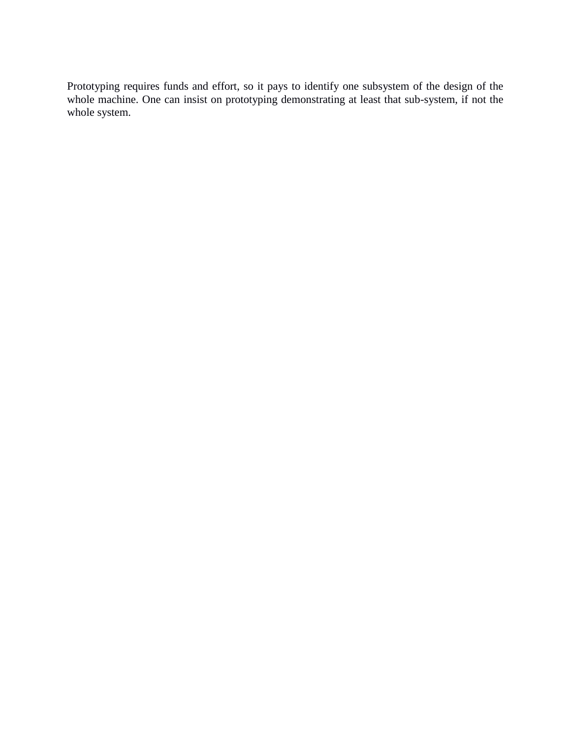Prototyping requires funds and effort, so it pays to identify one subsystem of the design of the whole machine. One can insist on prototyping demonstrating at least that sub-system, if not the whole system.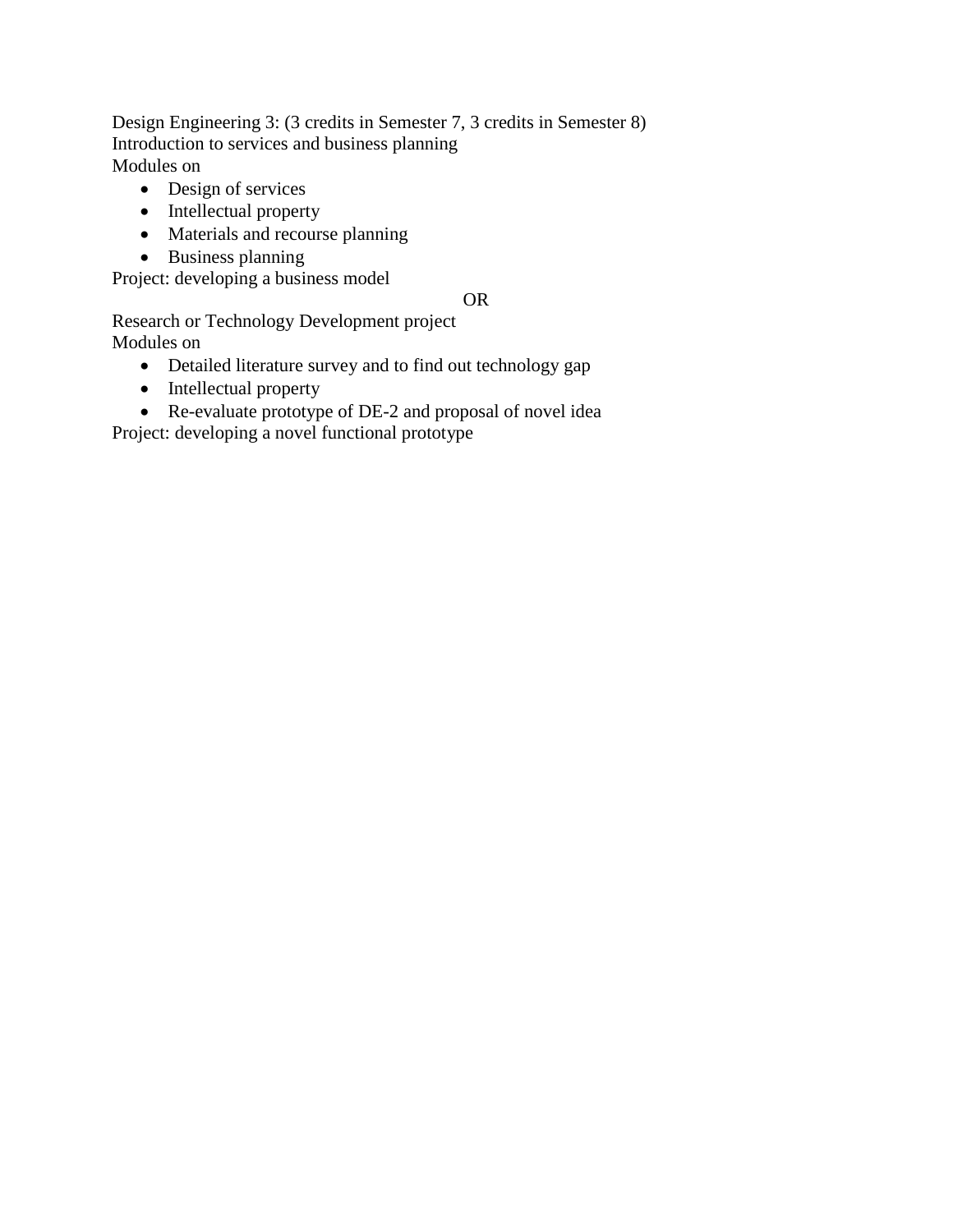Design Engineering 3: (3 credits in Semester 7, 3 credits in Semester 8)

Introduction to services and business planning

Modules on

- Design of services
- Intellectual property
- Materials and recourse planning
- Business planning

Project: developing a business model

OR

Research or Technology Development project

Modules on

- Detailed literature survey and to find out technology gap
- Intellectual property
- Re-evaluate prototype of DE-2 and proposal of novel idea

Project: developing a novel functional prototype